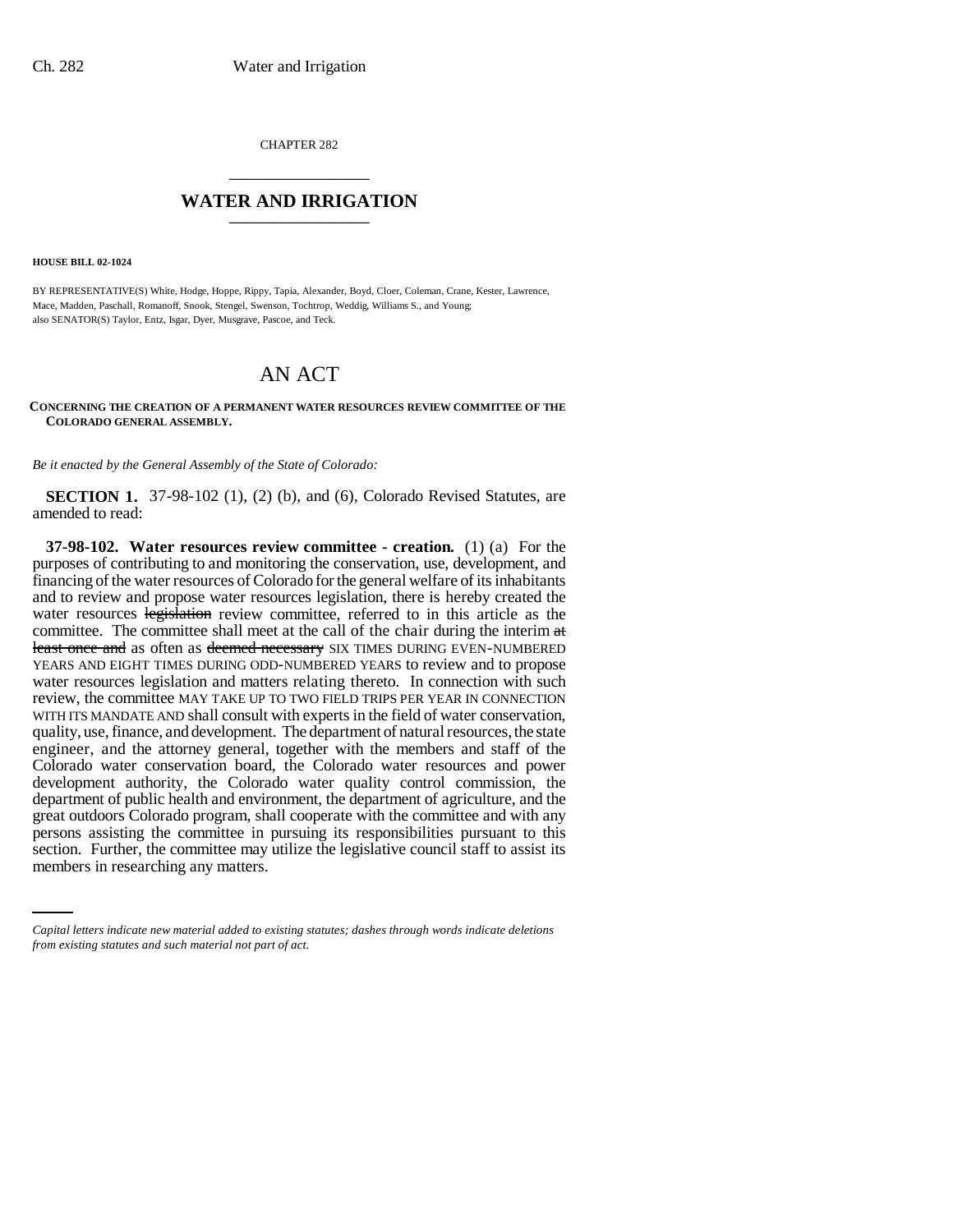CHAPTER 282

## WATER AND IRRIGATION

**HOUSE BILL 02-1024**

BY REPRESENTATIVE(S) White, Hodge, Hoppe, Rippy, Tapia, Alexander, Boyd, Cloer, Coleman, Crane, Kester, Lawrence, Mace, Madden, Paschall, Romanoff, Snook, Stengel, Swenson, Tochtrop, Weddig, Williams S., and Young;
also SENATOR(S) Taylor, Entz, Isgar, Dyer, Musgrave, Pascoe, and Teck.

# AN ACT

**CONCERNING THE CREATION OF A PERMANENT WATER RESOURCES REVIEW COMMITTEE OF THE COLORADO GENERAL ASSEMBLY.**

*Be it enacted by the General Assembly of the State of Colorado:*

**SECTION 1.** 37-98-102 (1), (2) (b), and (6), Colorado Revised Statutes, are amended to read:

**37-98-102. Water resources review committee - creation.** (1) (a) For the purposes of contributing to and monitoring the conservation, use, development, and financing of the water resources of Colorado for the general welfare of its inhabitants and to review and propose water resources legislation, there is hereby created the water resources ~~legislation~~ review committee, referred to in this article as the committee. The committee shall meet at the call of the chair during the interim ~~at least once and~~ as often as ~~deemed necessary~~ SIX TIMES DURING EVEN-NUMBERED YEARS AND EIGHT TIMES DURING ODD-NUMBERED YEARS to review and to propose water resources legislation and matters relating thereto. In connection with such review, the committee MAY TAKE UP TO TWO FIELD TRIPS PER YEAR IN CONNECTION WITH ITS MANDATE AND shall consult with experts in the field of water conservation, quality, use, finance, and development. The department of natural resources, the state engineer, and the attorney general, together with the members and staff of the Colorado water conservation board, the Colorado water resources and power development authority, the Colorado water quality control commission, the department of public health and environment, the department of agriculture, and the great outdoors Colorado program, shall cooperate with the committee and with any persons assisting the committee in pursuing its responsibilities pursuant to this section. Further, the committee may utilize the legislative council staff to assist its members in researching any matters.

*Capital letters indicate new material added to existing statutes; dashes through words indicate deletions from existing statutes and such material not part of act.*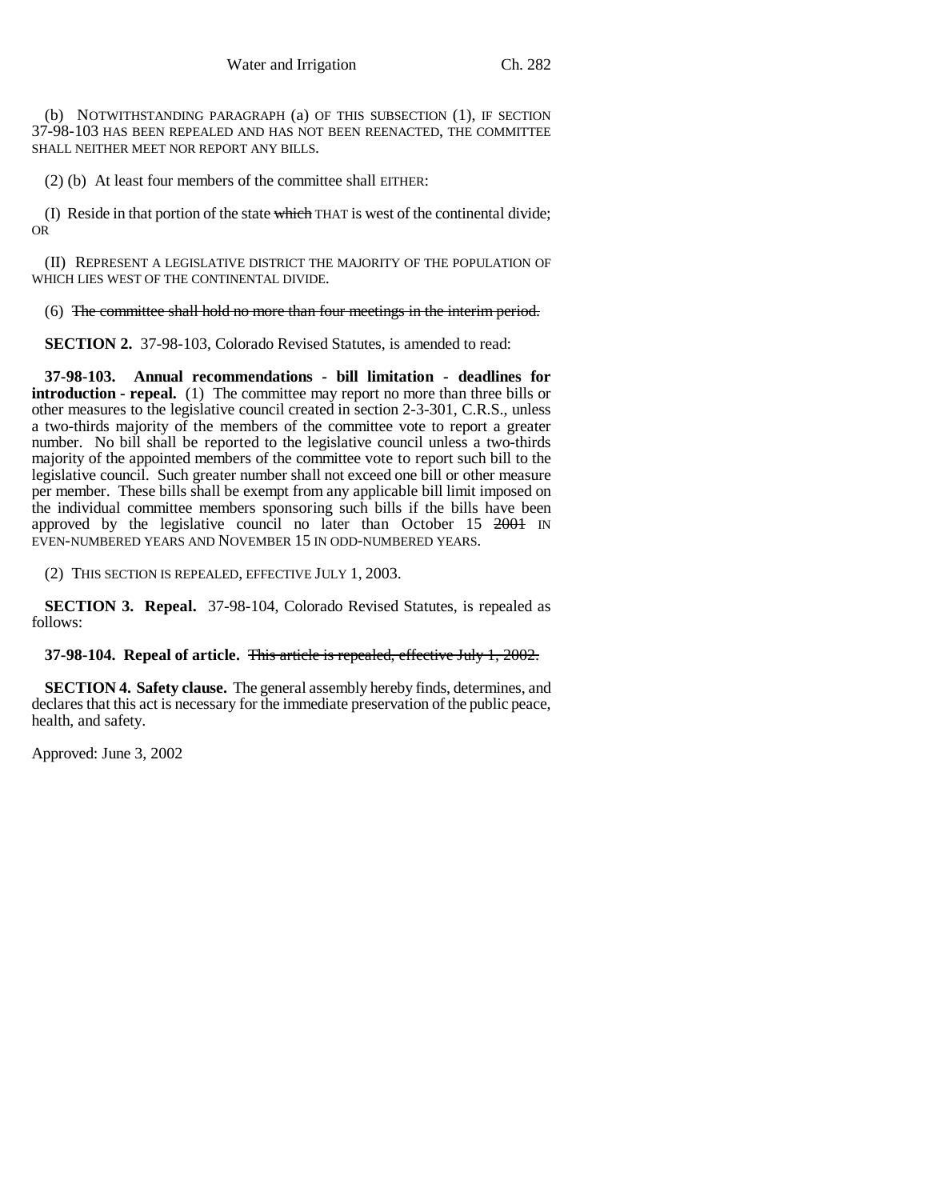(b) NOTWITHSTANDING PARAGRAPH (a) OF THIS SUBSECTION (1), IF SECTION 37-98-103 HAS BEEN REPEALED AND HAS NOT BEEN REENACTED, THE COMMITTEE SHALL NEITHER MEET NOR REPORT ANY BILLS.

(2) (b) At least four members of the committee shall EITHER:

(I) Reside in that portion of the state ~~which~~ THAT is west of the continental divide; OR

(II) REPRESENT A LEGISLATIVE DISTRICT THE MAJORITY OF THE POPULATION OF WHICH LIES WEST OF THE CONTINENTAL DIVIDE.

(6) ~~The committee shall hold no more than four meetings in the interim period.~~

**SECTION 2.** 37-98-103, Colorado Revised Statutes, is amended to read:

**37-98-103. Annual recommendations - bill limitation - deadlines for introduction - repeal.** (1) The committee may report no more than three bills or other measures to the legislative council created in section 2-3-301, C.R.S., unless a two-thirds majority of the members of the committee vote to report a greater number. No bill shall be reported to the legislative council unless a two-thirds majority of the appointed members of the committee vote to report such bill to the legislative council. Such greater number shall not exceed one bill or other measure per member. These bills shall be exempt from any applicable bill limit imposed on the individual committee members sponsoring such bills if the bills have been approved by the legislative council no later than October 15 ~~2001~~ IN EVEN-NUMBERED YEARS AND NOVEMBER 15 IN ODD-NUMBERED YEARS.

(2) THIS SECTION IS REPEALED, EFFECTIVE JULY 1, 2003.

**SECTION 3. Repeal.** 37-98-104, Colorado Revised Statutes, is repealed as follows:

**37-98-104. Repeal of article.** ~~This article is repealed, effective July 1, 2002.~~

**SECTION 4. Safety clause.** The general assembly hereby finds, determines, and declares that this act is necessary for the immediate preservation of the public peace, health, and safety.

Approved: June 3, 2002